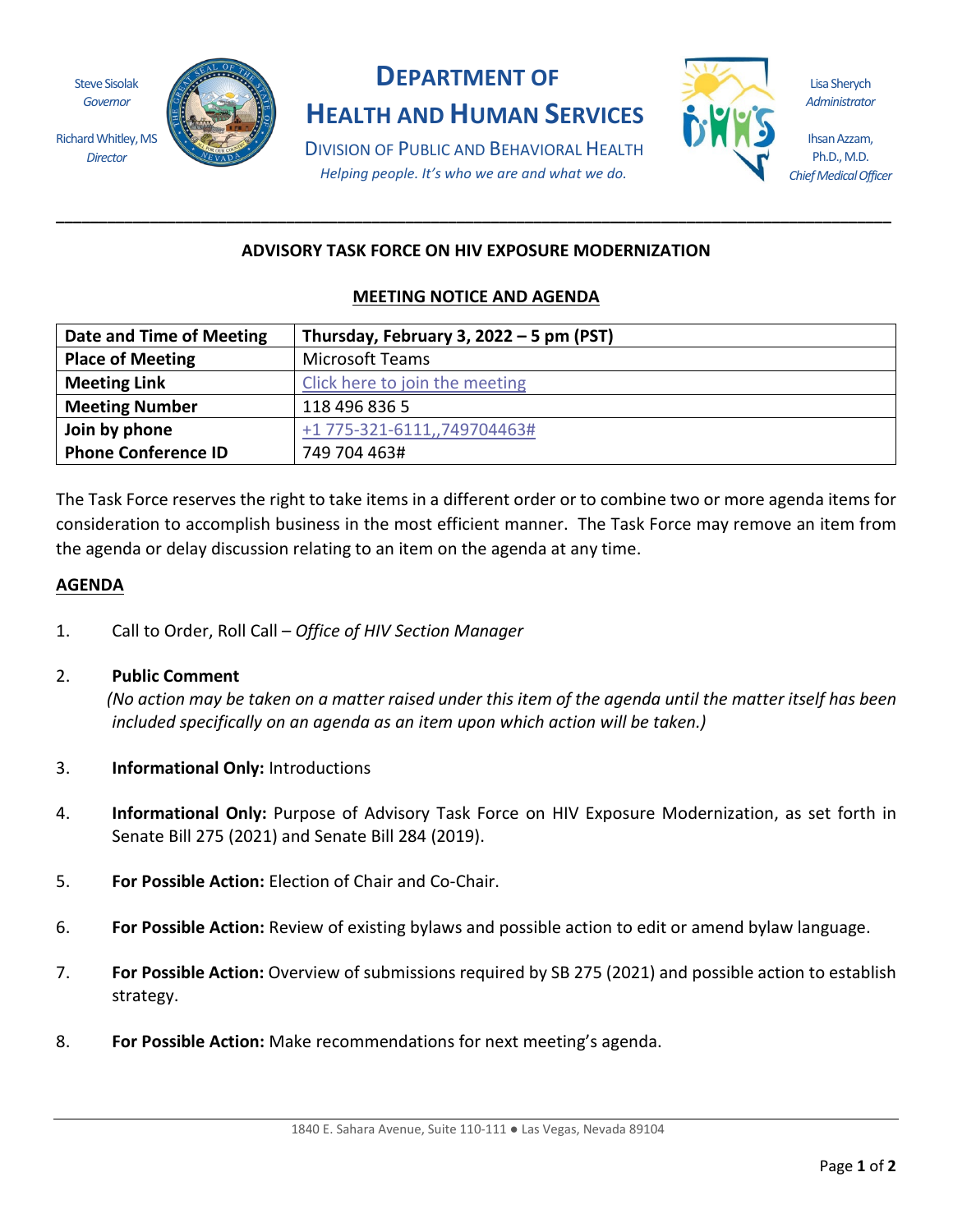Steve Sisolak
*Governor*

Richard Whitley, MS
*Director*

# DEPARTMENT OF HEALTH AND HUMAN SERVICES

DIVISION OF PUBLIC AND BEHAVIORAL HEALTH

*Helping people. It's who we are and what we do.*

Lisa Sherych
*Administrator*

Ihsan Azzam, Ph.D., M.D.
*Chief Medical Officer*

---

## ADVISORY TASK FORCE ON HIV EXPOSURE MODERNIZATION

### MEETING NOTICE AND AGENDA

| | |
|---|---|
| **Date and Time of Meeting** | **Thursday, February 3, 2022 – 5 pm (PST)** |
| **Place of Meeting** | Microsoft Teams |
| **Meeting Link** | [Click here to join the meeting]() |
| **Meeting Number** | 118 496 836 5 |
| **Join by phone** | +1 775-321-6111,,749704463# |
| **Phone Conference ID** | 749 704 463# |

The Task Force reserves the right to take items in a different order or to combine two or more agenda items for consideration to accomplish business in the most efficient manner. The Task Force may remove an item from the agenda or delay discussion relating to an item on the agenda at any time.

**AGENDA**

1. Call to Order, Roll Call – *Office of HIV Section Manager*

2. **Public Comment**
   *(No action may be taken on a matter raised under this item of the agenda until the matter itself has been included specifically on an agenda as an item upon which action will be taken.)*

3. **Informational Only:** Introductions

4. **Informational Only:** Purpose of Advisory Task Force on HIV Exposure Modernization, as set forth in Senate Bill 275 (2021) and Senate Bill 284 (2019).

5. **For Possible Action:** Election of Chair and Co-Chair.

6. **For Possible Action:** Review of existing bylaws and possible action to edit or amend bylaw language.

7. **For Possible Action:** Overview of submissions required by SB 275 (2021) and possible action to establish strategy.

8. **For Possible Action:** Make recommendations for next meeting's agenda.

1840 E. Sahara Avenue, Suite 110-111 ● Las Vegas, Nevada 89104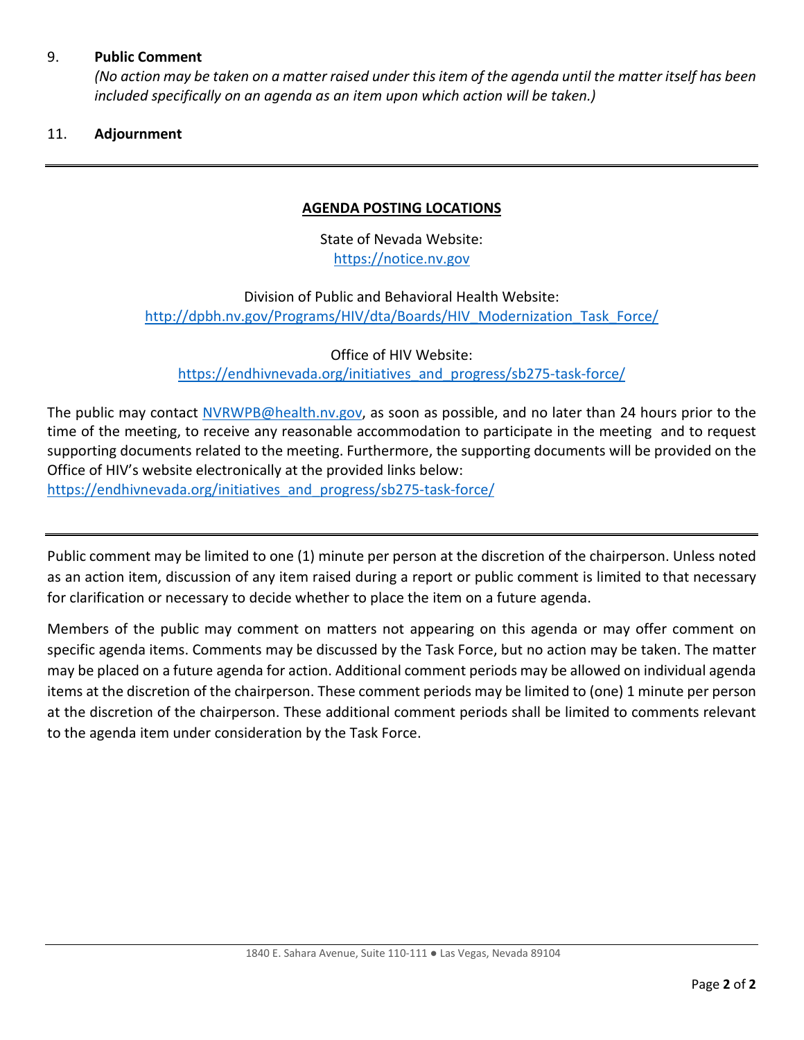9. **Public Comment**
   *(No action may be taken on a matter raised under this item of the agenda until the matter itself has been included specifically on an agenda as an item upon which action will be taken.)*

11. **Adjournment**

---

**AGENDA POSTING LOCATIONS**

State of Nevada Website:
https://notice.nv.gov

Division of Public and Behavioral Health Website:
http://dpbh.nv.gov/Programs/HIV/dta/Boards/HIV_Modernization_Task_Force/

Office of HIV Website:
https://endhivnevada.org/initiatives_and_progress/sb275-task-force/

The public may contact NVRWPB@health.nv.gov, as soon as possible, and no later than 24 hours prior to the time of the meeting, to receive any reasonable accommodation to participate in the meeting and to request supporting documents related to the meeting. Furthermore, the supporting documents will be provided on the Office of HIV's website electronically at the provided links below:
https://endhivnevada.org/initiatives_and_progress/sb275-task-force/

---

Public comment may be limited to one (1) minute per person at the discretion of the chairperson. Unless noted as an action item, discussion of any item raised during a report or public comment is limited to that necessary for clarification or necessary to decide whether to place the item on a future agenda.

Members of the public may comment on matters not appearing on this agenda or may offer comment on specific agenda items. Comments may be discussed by the Task Force, but no action may be taken. The matter may be placed on a future agenda for action. Additional comment periods may be allowed on individual agenda items at the discretion of the chairperson. These comment periods may be limited to (one) 1 minute per person at the discretion of the chairperson. These additional comment periods shall be limited to comments relevant to the agenda item under consideration by the Task Force.

1840 E. Sahara Avenue, Suite 110-111 ● Las Vegas, Nevada 89104